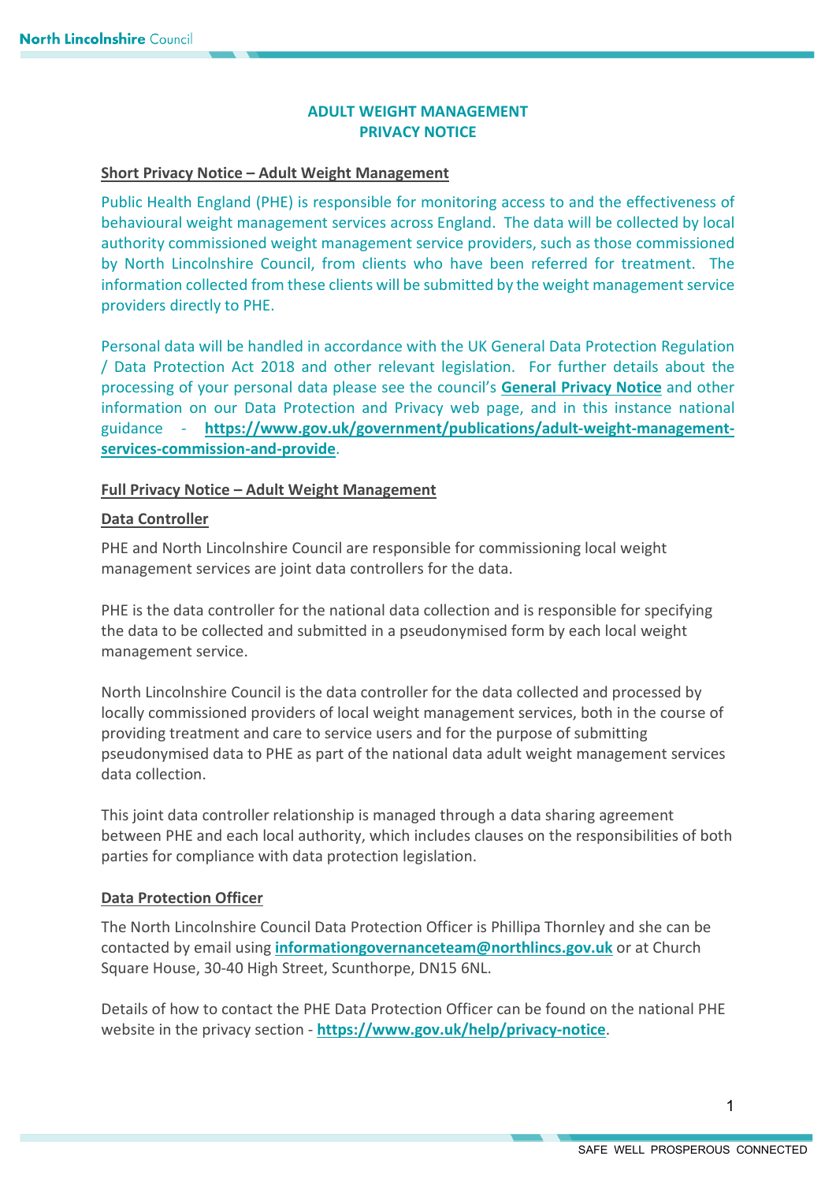# ADULT WEIGHT MANAGEMENT PRIVACY NOTICE

## Short Privacy Notice – Adult Weight Management

Public Health England (PHE) is responsible for monitoring access to and the effectiveness of behavioural weight management services across England. The data will be collected by local authority commissioned weight management service providers, such as those commissioned by North Lincolnshire Council, from clients who have been referred for treatment. The information collected from these clients will be submitted by the weight management service providers directly to PHE.

Personal data will be handled in accordance with the UK General Data Protection Regulation / Data Protection Act 2018 and other relevant legislation. For further details about the processing of your personal data please see the council's **General Privacy Notice** and other information on our Data Protection and Privacy web page, and in this instance national guidance - **https://www.gov.uk/government/publications/adult-weight-management-services-commission-and-provide**.

## Full Privacy Notice – Adult Weight Management

### Data Controller

PHE and North Lincolnshire Council are responsible for commissioning local weight management services are joint data controllers for the data.

PHE is the data controller for the national data collection and is responsible for specifying the data to be collected and submitted in a pseudonymised form by each local weight management service.

North Lincolnshire Council is the data controller for the data collected and processed by locally commissioned providers of local weight management services, both in the course of providing treatment and care to service users and for the purpose of submitting pseudonymised data to PHE as part of the national data adult weight management services data collection.

This joint data controller relationship is managed through a data sharing agreement between PHE and each local authority, which includes clauses on the responsibilities of both parties for compliance with data protection legislation.

### Data Protection Officer

The North Lincolnshire Council Data Protection Officer is Phillipa Thornley and she can be contacted by email using **informationgovernanceteam@northlincs.gov.uk** or at Church Square House, 30-40 High Street, Scunthorpe, DN15 6NL.

Details of how to contact the PHE Data Protection Officer can be found on the national PHE website in the privacy section - **https://www.gov.uk/help/privacy-notice**.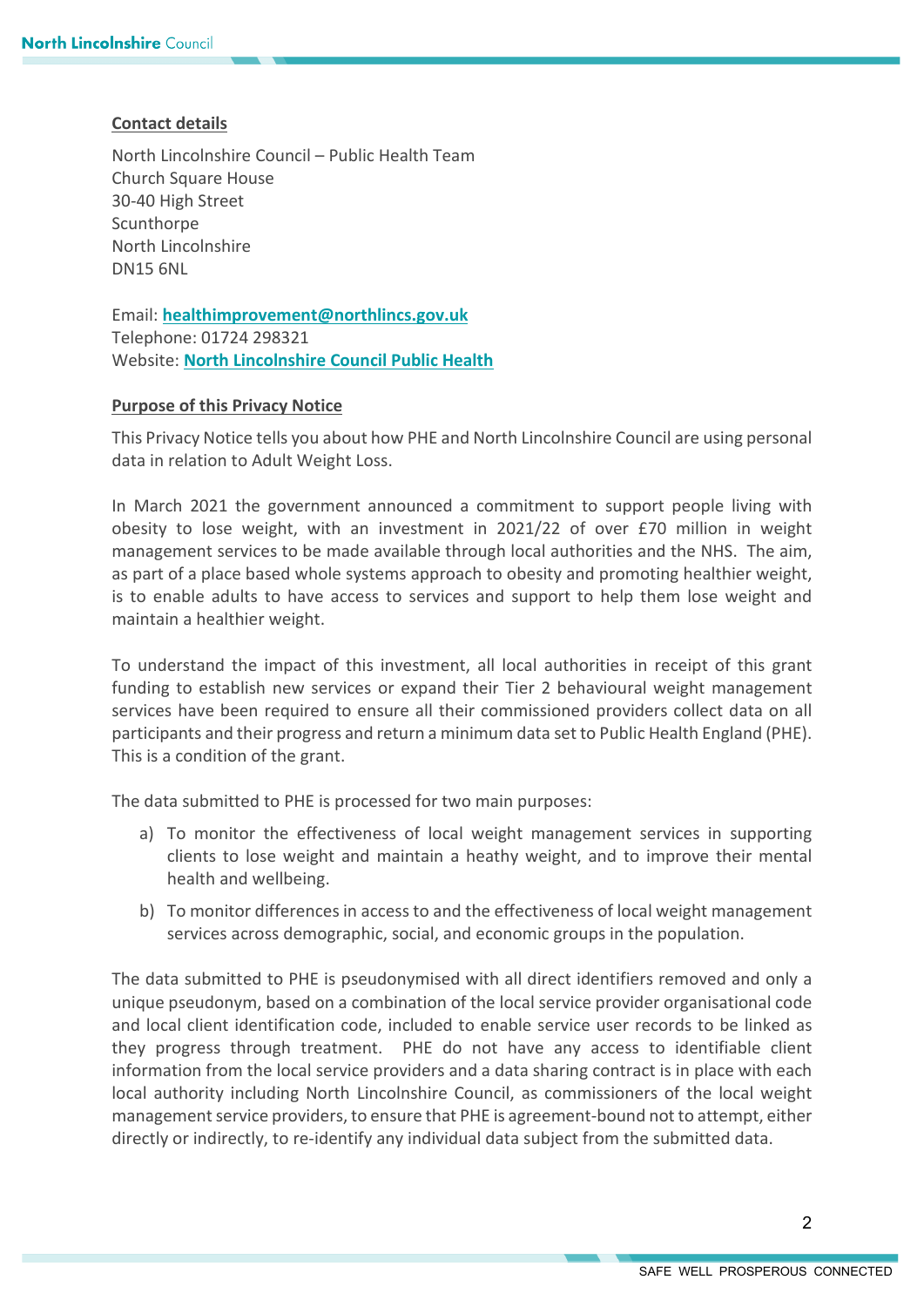**Contact details**

North Lincolnshire Council – Public Health Team
Church Square House
30-40 High Street
Scunthorpe
North Lincolnshire
DN15 6NL

Email: **healthimprovement@northlincs.gov.uk**
Telephone: 01724 298321
Website: **North Lincolnshire Council Public Health**

**Purpose of this Privacy Notice**

This Privacy Notice tells you about how PHE and North Lincolnshire Council are using personal data in relation to Adult Weight Loss.

In March 2021 the government announced a commitment to support people living with obesity to lose weight, with an investment in 2021/22 of over £70 million in weight management services to be made available through local authorities and the NHS. The aim, as part of a place based whole systems approach to obesity and promoting healthier weight, is to enable adults to have access to services and support to help them lose weight and maintain a healthier weight.

To understand the impact of this investment, all local authorities in receipt of this grant funding to establish new services or expand their Tier 2 behavioural weight management services have been required to ensure all their commissioned providers collect data on all participants and their progress and return a minimum data set to Public Health England (PHE). This is a condition of the grant.

The data submitted to PHE is processed for two main purposes:

a) To monitor the effectiveness of local weight management services in supporting clients to lose weight and maintain a heathy weight, and to improve their mental health and wellbeing.
b) To monitor differences in access to and the effectiveness of local weight management services across demographic, social, and economic groups in the population.

The data submitted to PHE is pseudonymised with all direct identifiers removed and only a unique pseudonym, based on a combination of the local service provider organisational code and local client identification code, included to enable service user records to be linked as they progress through treatment. PHE do not have any access to identifiable client information from the local service providers and a data sharing contract is in place with each local authority including North Lincolnshire Council, as commissioners of the local weight management service providers, to ensure that PHE is agreement-bound not to attempt, either directly or indirectly, to re-identify any individual data subject from the submitted data.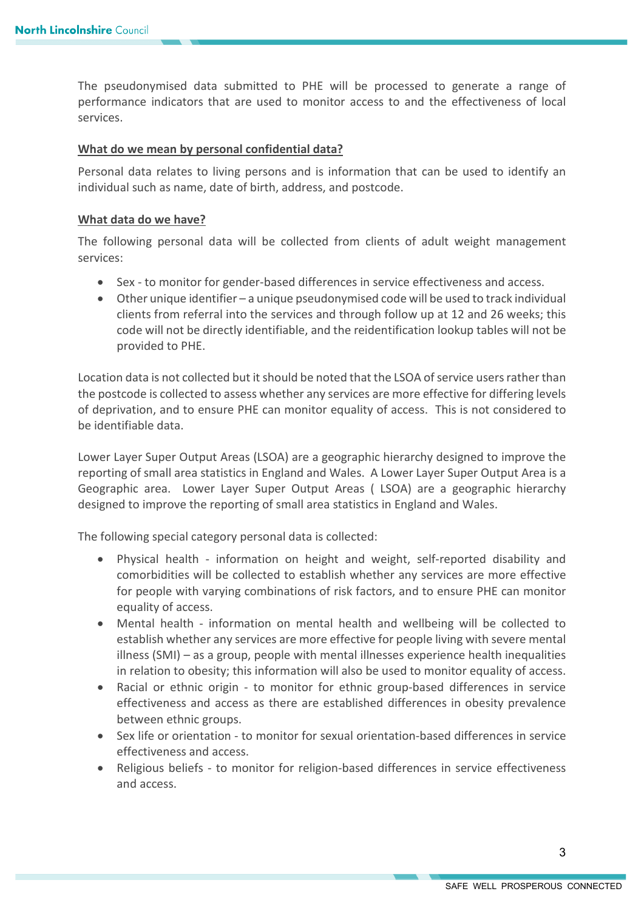The pseudonymised data submitted to PHE will be processed to generate a range of performance indicators that are used to monitor access to and the effectiveness of local services.

**What do we mean by personal confidential data?**

Personal data relates to living persons and is information that can be used to identify an individual such as name, date of birth, address, and postcode.

**What data do we have?**

The following personal data will be collected from clients of adult weight management services:

- Sex - to monitor for gender-based differences in service effectiveness and access.
- Other unique identifier – a unique pseudonymised code will be used to track individual clients from referral into the services and through follow up at 12 and 26 weeks; this code will not be directly identifiable, and the reidentification lookup tables will not be provided to PHE.

Location data is not collected but it should be noted that the LSOA of service users rather than the postcode is collected to assess whether any services are more effective for differing levels of deprivation, and to ensure PHE can monitor equality of access. This is not considered to be identifiable data.

Lower Layer Super Output Areas (LSOA) are a geographic hierarchy designed to improve the reporting of small area statistics in England and Wales. A Lower Layer Super Output Area is a Geographic area. Lower Layer Super Output Areas ( LSOA) are a geographic hierarchy designed to improve the reporting of small area statistics in England and Wales.

The following special category personal data is collected:

- Physical health - information on height and weight, self-reported disability and comorbidities will be collected to establish whether any services are more effective for people with varying combinations of risk factors, and to ensure PHE can monitor equality of access.
- Mental health - information on mental health and wellbeing will be collected to establish whether any services are more effective for people living with severe mental illness (SMI) – as a group, people with mental illnesses experience health inequalities in relation to obesity; this information will also be used to monitor equality of access.
- Racial or ethnic origin - to monitor for ethnic group-based differences in service effectiveness and access as there are established differences in obesity prevalence between ethnic groups.
- Sex life or orientation - to monitor for sexual orientation-based differences in service effectiveness and access.
- Religious beliefs - to monitor for religion-based differences in service effectiveness and access.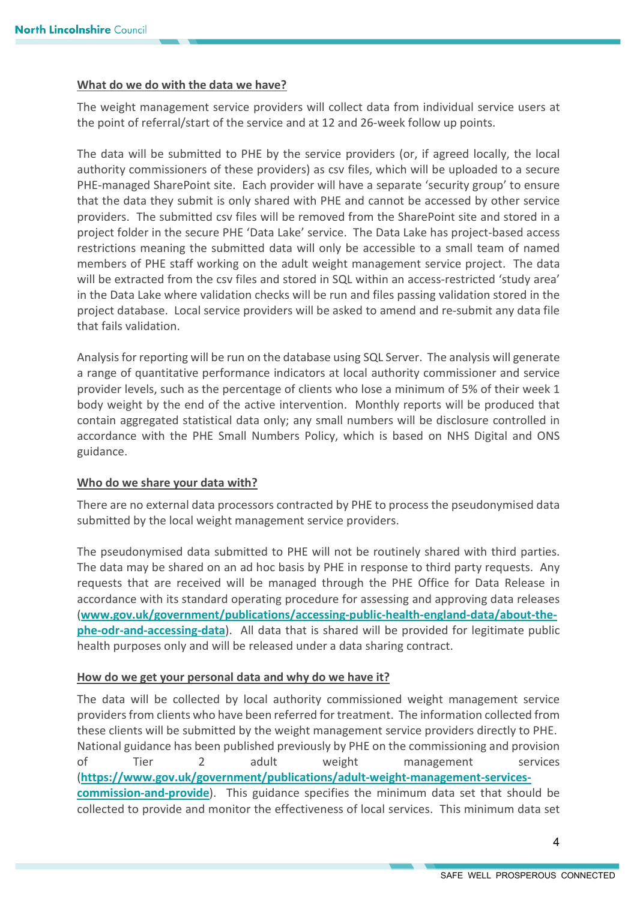**What do we do with the data we have?**

The weight management service providers will collect data from individual service users at the point of referral/start of the service and at 12 and 26-week follow up points.

The data will be submitted to PHE by the service providers (or, if agreed locally, the local authority commissioners of these providers) as csv files, which will be uploaded to a secure PHE-managed SharePoint site. Each provider will have a separate 'security group' to ensure that the data they submit is only shared with PHE and cannot be accessed by other service providers. The submitted csv files will be removed from the SharePoint site and stored in a project folder in the secure PHE 'Data Lake' service. The Data Lake has project-based access restrictions meaning the submitted data will only be accessible to a small team of named members of PHE staff working on the adult weight management service project. The data will be extracted from the csv files and stored in SQL within an access-restricted 'study area' in the Data Lake where validation checks will be run and files passing validation stored in the project database. Local service providers will be asked to amend and re-submit any data file that fails validation.

Analysis for reporting will be run on the database using SQL Server. The analysis will generate a range of quantitative performance indicators at local authority commissioner and service provider levels, such as the percentage of clients who lose a minimum of 5% of their week 1 body weight by the end of the active intervention. Monthly reports will be produced that contain aggregated statistical data only; any small numbers will be disclosure controlled in accordance with the PHE Small Numbers Policy, which is based on NHS Digital and ONS guidance.

**Who do we share your data with?**

There are no external data processors contracted by PHE to process the pseudonymised data submitted by the local weight management service providers.

The pseudonymised data submitted to PHE will not be routinely shared with third parties. The data may be shared on an ad hoc basis by PHE in response to third party requests. Any requests that are received will be managed through the PHE Office for Data Release in accordance with its standard operating procedure for assessing and approving data releases (**www.gov.uk/government/publications/accessing-public-health-england-data/about-the-phe-odr-and-accessing-data**). All data that is shared will be provided for legitimate public health purposes only and will be released under a data sharing contract.

**How do we get your personal data and why do we have it?**

The data will be collected by local authority commissioned weight management service providers from clients who have been referred for treatment. The information collected from these clients will be submitted by the weight management service providers directly to PHE. National guidance has been published previously by PHE on the commissioning and provision of Tier 2 adult weight management services (**https://www.gov.uk/government/publications/adult-weight-management-services-commission-and-provide**). This guidance specifies the minimum data set that should be collected to provide and monitor the effectiveness of local services. This minimum data set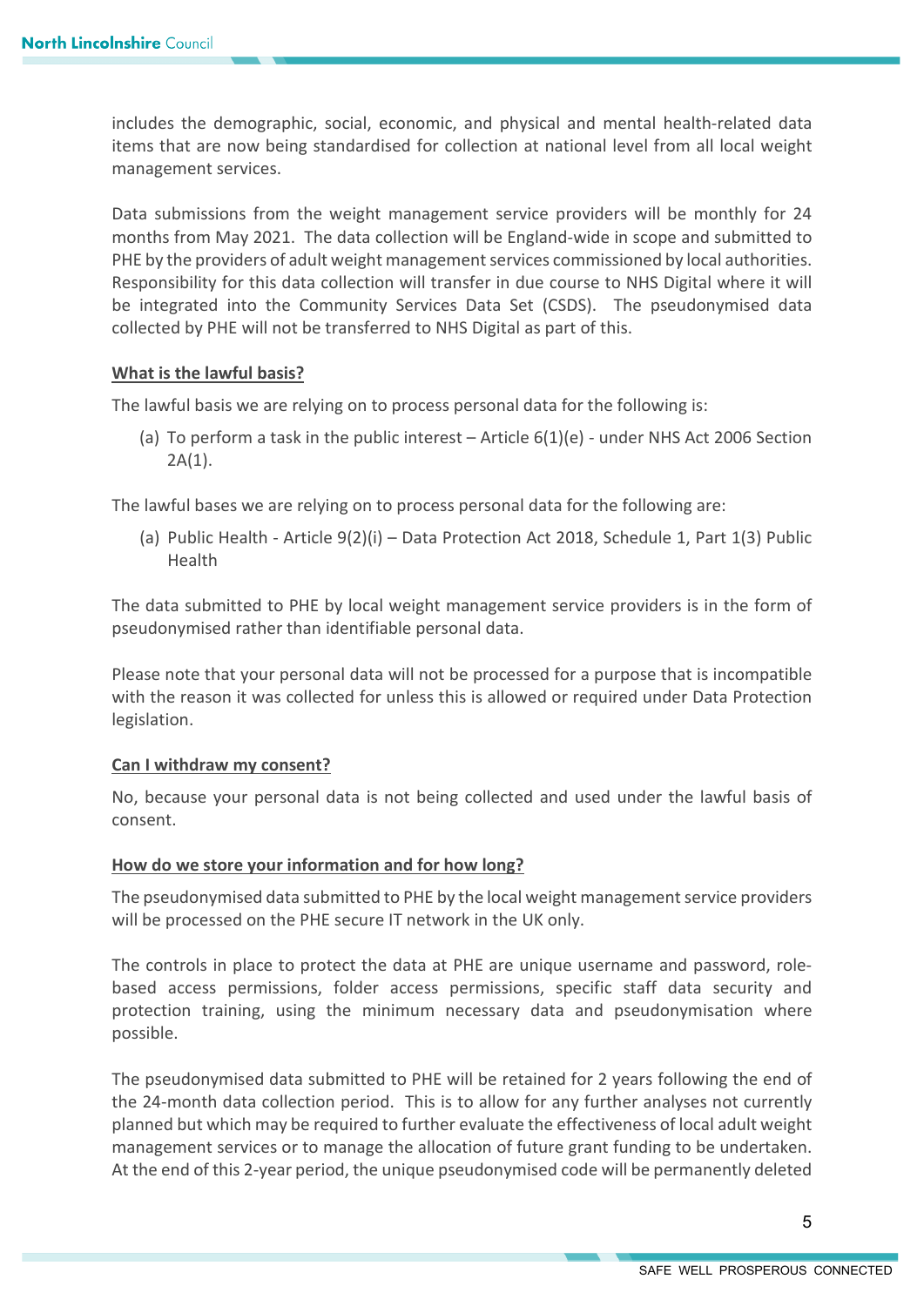includes the demographic, social, economic, and physical and mental health-related data items that are now being standardised for collection at national level from all local weight management services.

Data submissions from the weight management service providers will be monthly for 24 months from May 2021. The data collection will be England-wide in scope and submitted to PHE by the providers of adult weight management services commissioned by local authorities. Responsibility for this data collection will transfer in due course to NHS Digital where it will be integrated into the Community Services Data Set (CSDS). The pseudonymised data collected by PHE will not be transferred to NHS Digital as part of this.

**What is the lawful basis?**

The lawful basis we are relying on to process personal data for the following is:

(a) To perform a task in the public interest – Article 6(1)(e) - under NHS Act 2006 Section 2A(1).

The lawful bases we are relying on to process personal data for the following are:

(a) Public Health - Article 9(2)(i) – Data Protection Act 2018, Schedule 1, Part 1(3) Public Health

The data submitted to PHE by local weight management service providers is in the form of pseudonymised rather than identifiable personal data.

Please note that your personal data will not be processed for a purpose that is incompatible with the reason it was collected for unless this is allowed or required under Data Protection legislation.

**Can I withdraw my consent?**

No, because your personal data is not being collected and used under the lawful basis of consent.

**How do we store your information and for how long?**

The pseudonymised data submitted to PHE by the local weight management service providers will be processed on the PHE secure IT network in the UK only.

The controls in place to protect the data at PHE are unique username and password, role-based access permissions, folder access permissions, specific staff data security and protection training, using the minimum necessary data and pseudonymisation where possible.

The pseudonymised data submitted to PHE will be retained for 2 years following the end of the 24-month data collection period. This is to allow for any further analyses not currently planned but which may be required to further evaluate the effectiveness of local adult weight management services or to manage the allocation of future grant funding to be undertaken. At the end of this 2-year period, the unique pseudonymised code will be permanently deleted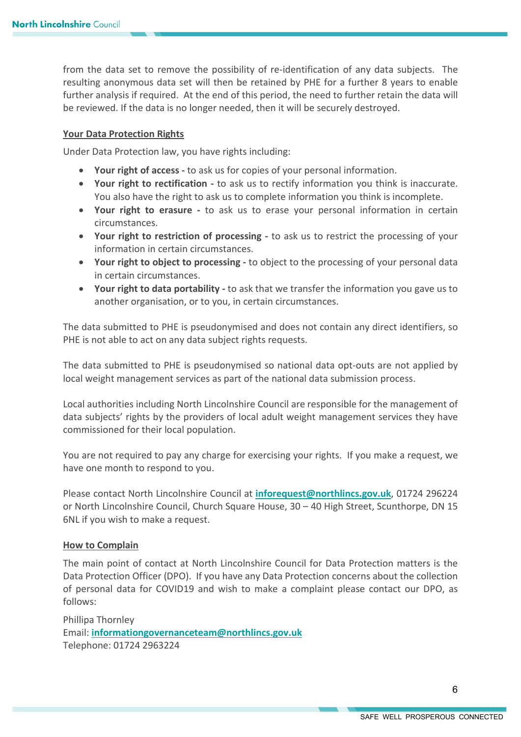from the data set to remove the possibility of re-identification of any data subjects. The resulting anonymous data set will then be retained by PHE for a further 8 years to enable further analysis if required. At the end of this period, the need to further retain the data will be reviewed. If the data is no longer needed, then it will be securely destroyed.

## Your Data Protection Rights

Under Data Protection law, you have rights including:

- **Your right of access -** to ask us for copies of your personal information.
- **Your right to rectification -** to ask us to rectify information you think is inaccurate. You also have the right to ask us to complete information you think is incomplete.
- **Your right to erasure -** to ask us to erase your personal information in certain circumstances.
- **Your right to restriction of processing -** to ask us to restrict the processing of your information in certain circumstances.
- **Your right to object to processing -** to object to the processing of your personal data in certain circumstances.
- **Your right to data portability -** to ask that we transfer the information you gave us to another organisation, or to you, in certain circumstances.

The data submitted to PHE is pseudonymised and does not contain any direct identifiers, so PHE is not able to act on any data subject rights requests.

The data submitted to PHE is pseudonymised so national data opt-outs are not applied by local weight management services as part of the national data submission process.

Local authorities including North Lincolnshire Council are responsible for the management of data subjects' rights by the providers of local adult weight management services they have commissioned for their local population.

You are not required to pay any charge for exercising your rights. If you make a request, we have one month to respond to you.

Please contact North Lincolnshire Council at **inforequest@northlincs.gov.uk**, 01724 296224 or North Lincolnshire Council, Church Square House, 30 – 40 High Street, Scunthorpe, DN 15 6NL if you wish to make a request.

## How to Complain

The main point of contact at North Lincolnshire Council for Data Protection matters is the Data Protection Officer (DPO). If you have any Data Protection concerns about the collection of personal data for COVID19 and wish to make a complaint please contact our DPO, as follows:

Phillipa Thornley
Email: **informationgovernanceteam@northlincs.gov.uk**
Telephone: 01724 2963224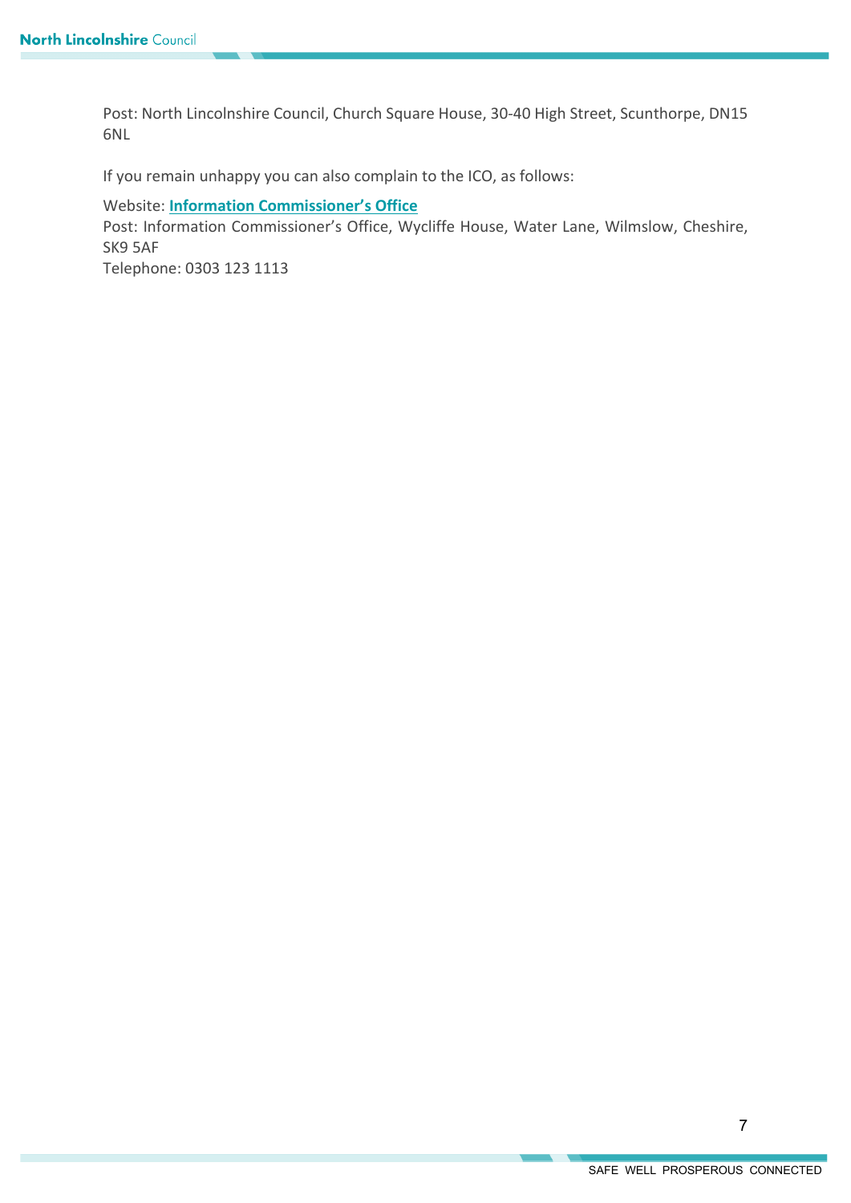Post: North Lincolnshire Council, Church Square House, 30-40 High Street, Scunthorpe, DN15 6NL

If you remain unhappy you can also complain to the ICO, as follows:

Website: **Information Commissioner's Office**
Post: Information Commissioner's Office, Wycliffe House, Water Lane, Wilmslow, Cheshire, SK9 5AF
Telephone: 0303 123 1113